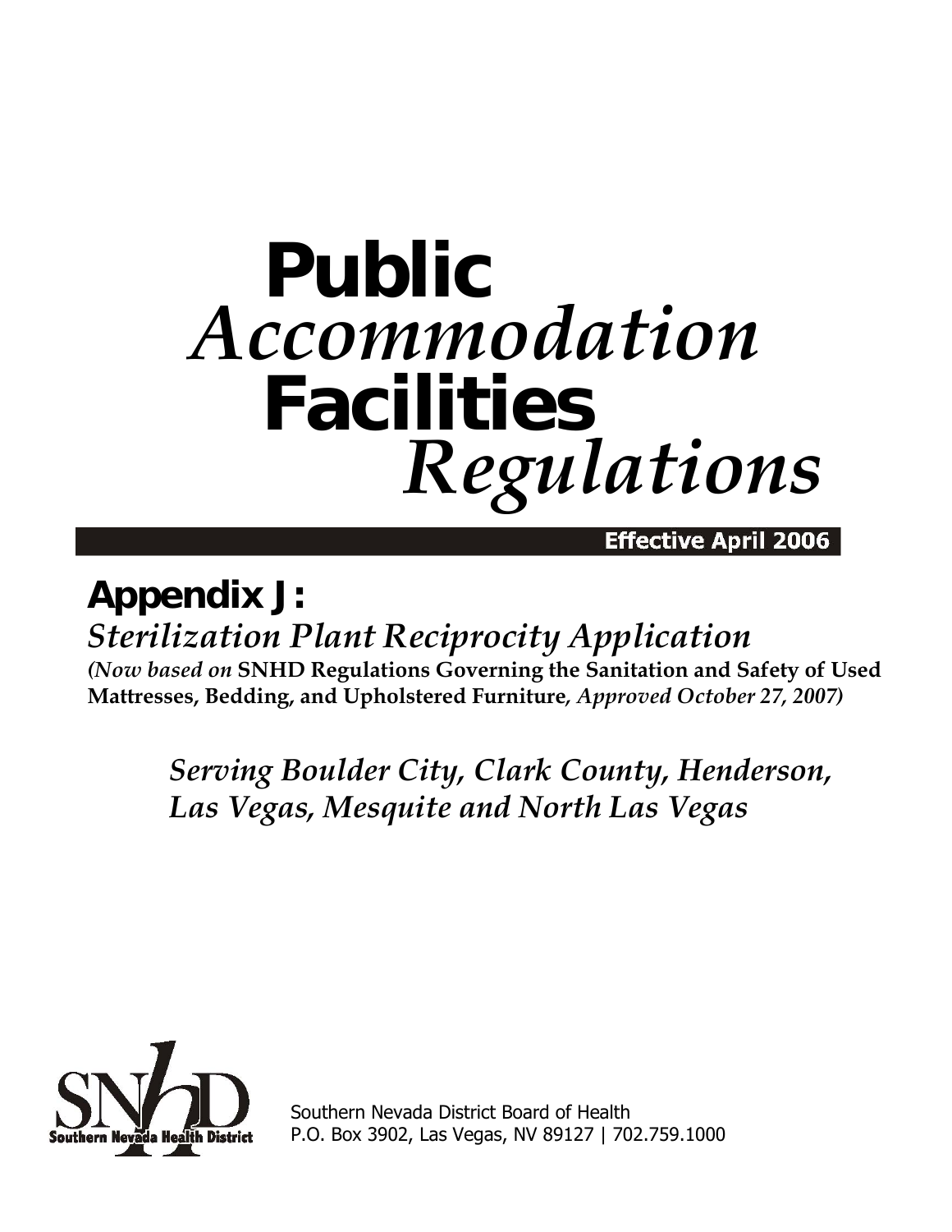# Public *Accommodation* Facilities *Regulations*

**Effective April 2006**

## Appendix J:

### *Sterilization Plant Reciprocity Application*

***(Now based on* SNHD Regulations Governing the Sanitation and Safety of Used Mattresses, Bedding, and Upholstered Furniture*, Approved October 27, 2007)***

*Serving Boulder City, Clark County, Henderson, Las Vegas, Mesquite and North Las Vegas*

Southern Nevada Health District

Southern Nevada District Board of Health
P.O. Box 3902, Las Vegas, NV 89127 | 702.759.1000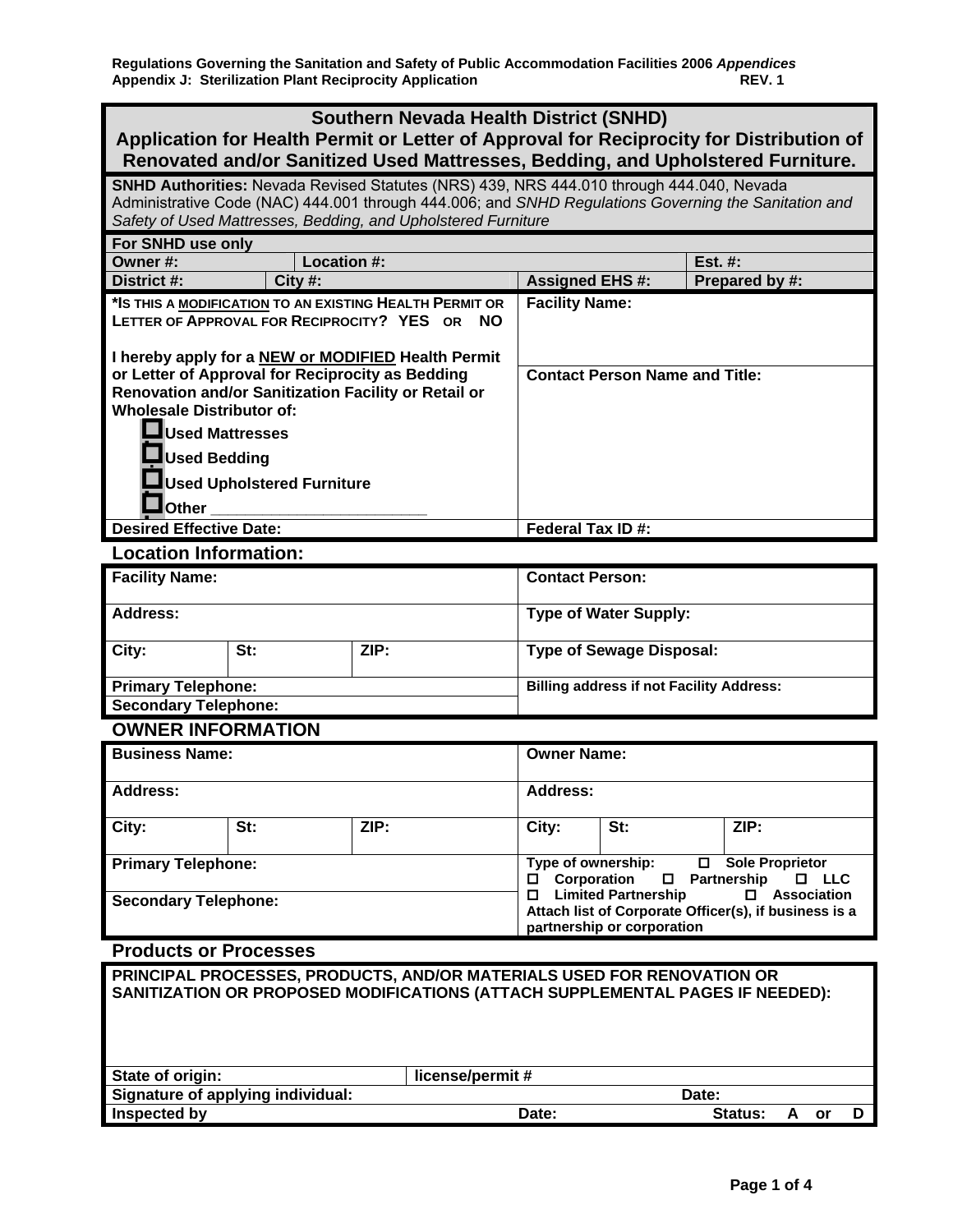Regulations Governing the Sanitation and Safety of Public Accommodation Facilities 2006 *Appendices*
Appendix J: Sterilization Plant Reciprocity Application REV. 1

## Southern Nevada Health District (SNHD)
## Application for Health Permit or Letter of Approval for Reciprocity for Distribution of Renovated and/or Sanitized Used Mattresses, Bedding, and Upholstered Furniture.

**SNHD Authorities:** Nevada Revised Statutes (NRS) 439, NRS 444.010 through 444.040, Nevada Administrative Code (NAC) 444.001 through 444.006; and *SNHD Regulations Governing the Sanitation and Safety of Used Mattresses, Bedding, and Upholstered Furniture*

| For SNHD use only | | | |
|---|---|---|---|
| **Owner #:** | **Location #:** | | **Est. #:** |
| **District #:** | **City #:** | **Assigned EHS #:** | **Prepared by #:** |

| | |
|---|---|
| ***IS THIS A MODIFICATION TO AN EXISTING HEALTH PERMIT OR LETTER OF APPROVAL FOR RECIPROCITY? YES OR NO** | **Facility Name:** |
| **I hereby apply for a NEW or MODIFIED Health Permit or Letter of Approval for Reciprocity as Bedding Renovation and/or Sanitization Facility or Retail or Wholesale Distributor of:**<br>☐ **Used Mattresses**<br>☐ **Used Bedding**<br>☐ **Used Upholstered Furniture**<br>☐ **Other** ________________________ | **Contact Person Name and Title:** |
| **Desired Effective Date:** | **Federal Tax ID #:** |

### Location Information:

| | | | |
|---|---|---|---|
| **Facility Name:** | | | **Contact Person:** |
| **Address:** | | | **Type of Water Supply:** |
| **City:** | **St:** | **ZIP:** | **Type of Sewage Disposal:** |
| **Primary Telephone:** | | | **Billing address if not Facility Address:** |
| **Secondary Telephone:** | | | |

### OWNER INFORMATION

| | | | | | |
|---|---|---|---|---|---|
| **Business Name:** | | | **Owner Name:** | | |
| **Address:** | | | **Address:** | | |
| **City:** | **St:** | **ZIP:** | **City:** | **St:** | **ZIP:** |
| **Primary Telephone:** | | | **Type of ownership:** ☐ **Sole Proprietor** ☐ **Corporation** ☐ **Partnership** ☐ **LLC** | | |
| **Secondary Telephone:** | | | ☐ **Limited Partnership** ☐ **Association**<br>**Attach list of Corporate Officer(s), if business is a partnership or corporation** | | |

### Products or Processes

| | | | |
|---|---|---|---|
| **PRINCIPAL PROCESSES, PRODUCTS, AND/OR MATERIALS USED FOR RENOVATION OR SANITIZATION OR PROPOSED MODIFICATIONS (ATTACH SUPPLEMENTAL PAGES IF NEEDED):** | | | |
| **State of origin:** | **license/permit #** | | |
| **Signature of applying individual:** | | | **Date:** |
| **Inspected by** | | **Date:** | **Status: A or D** |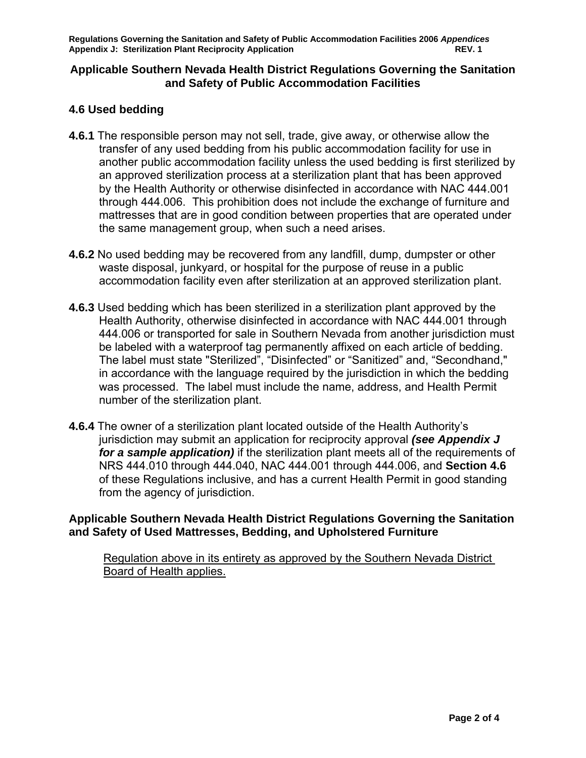## Applicable Southern Nevada Health District Regulations Governing the Sanitation and Safety of Public Accommodation Facilities

### 4.6 Used bedding

**4.6.1** The responsible person may not sell, trade, give away, or otherwise allow the transfer of any used bedding from his public accommodation facility for use in another public accommodation facility unless the used bedding is first sterilized by an approved sterilization process at a sterilization plant that has been approved by the Health Authority or otherwise disinfected in accordance with NAC 444.001 through 444.006. This prohibition does not include the exchange of furniture and mattresses that are in good condition between properties that are operated under the same management group, when such a need arises.

**4.6.2** No used bedding may be recovered from any landfill, dump, dumpster or other waste disposal, junkyard, or hospital for the purpose of reuse in a public accommodation facility even after sterilization at an approved sterilization plant.

**4.6.3** Used bedding which has been sterilized in a sterilization plant approved by the Health Authority, otherwise disinfected in accordance with NAC 444.001 through 444.006 or transported for sale in Southern Nevada from another jurisdiction must be labeled with a waterproof tag permanently affixed on each article of bedding. The label must state "Sterilized", "Disinfected" or "Sanitized" and, "Secondhand," in accordance with the language required by the jurisdiction in which the bedding was processed. The label must include the name, address, and Health Permit number of the sterilization plant.

**4.6.4** The owner of a sterilization plant located outside of the Health Authority's jurisdiction may submit an application for reciprocity approval ***(see Appendix J for a sample application)*** if the sterilization plant meets all of the requirements of NRS 444.010 through 444.040, NAC 444.001 through 444.006, and **Section 4.6** of these Regulations inclusive, and has a current Health Permit in good standing from the agency of jurisdiction.

**Applicable Southern Nevada Health District Regulations Governing the Sanitation and Safety of Used Mattresses, Bedding, and Upholstered Furniture**

Regulation above in its entirety as approved by the Southern Nevada District Board of Health applies.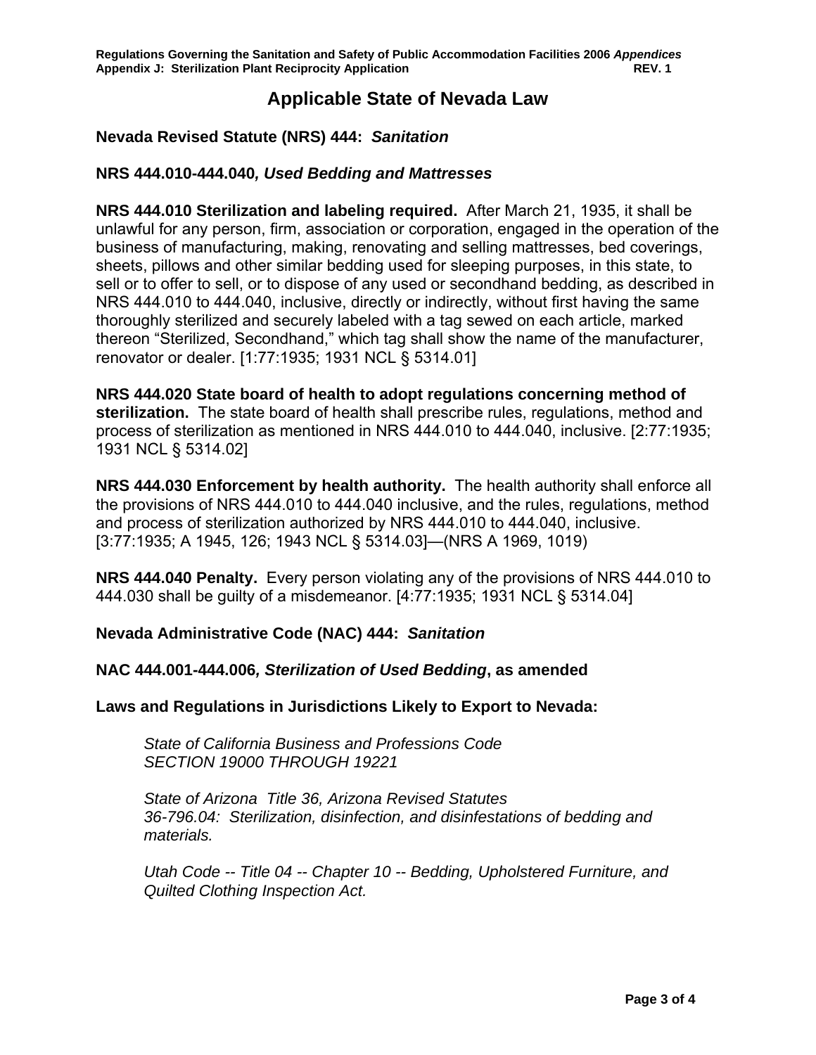# Applicable State of Nevada Law

## Nevada Revised Statute (NRS) 444: *Sanitation*

### NRS 444.010-444.040*, Used Bedding and Mattresses*

**NRS 444.010 Sterilization and labeling required.** After March 21, 1935, it shall be unlawful for any person, firm, association or corporation, engaged in the operation of the business of manufacturing, making, renovating and selling mattresses, bed coverings, sheets, pillows and other similar bedding used for sleeping purposes, in this state, to sell or to offer to sell, or to dispose of any used or secondhand bedding, as described in NRS 444.010 to 444.040, inclusive, directly or indirectly, without first having the same thoroughly sterilized and securely labeled with a tag sewed on each article, marked thereon "Sterilized, Secondhand," which tag shall show the name of the manufacturer, renovator or dealer. [1:77:1935; 1931 NCL § 5314.01]

**NRS 444.020 State board of health to adopt regulations concerning method of sterilization.** The state board of health shall prescribe rules, regulations, method and process of sterilization as mentioned in NRS 444.010 to 444.040, inclusive. [2:77:1935; 1931 NCL § 5314.02]

**NRS 444.030 Enforcement by health authority.** The health authority shall enforce all the provisions of NRS 444.010 to 444.040 inclusive, and the rules, regulations, method and process of sterilization authorized by NRS 444.010 to 444.040, inclusive. [3:77:1935; A 1945, 126; 1943 NCL § 5314.03]—(NRS A 1969, 1019)

**NRS 444.040 Penalty.** Every person violating any of the provisions of NRS 444.010 to 444.030 shall be guilty of a misdemeanor. [4:77:1935; 1931 NCL § 5314.04]

## Nevada Administrative Code (NAC) 444: *Sanitation*

### NAC 444.001-444.006*, Sterilization of Used Bedding*, as amended

### Laws and Regulations in Jurisdictions Likely to Export to Nevada:

*State of California Business and Professions Code*
*SECTION 19000 THROUGH 19221*

*State of Arizona Title 36, Arizona Revised Statutes*
*36-796.04: Sterilization, disinfection, and disinfestations of bedding and materials.*

*Utah Code -- Title 04 -- Chapter 10 -- Bedding, Upholstered Furniture, and Quilted Clothing Inspection Act.*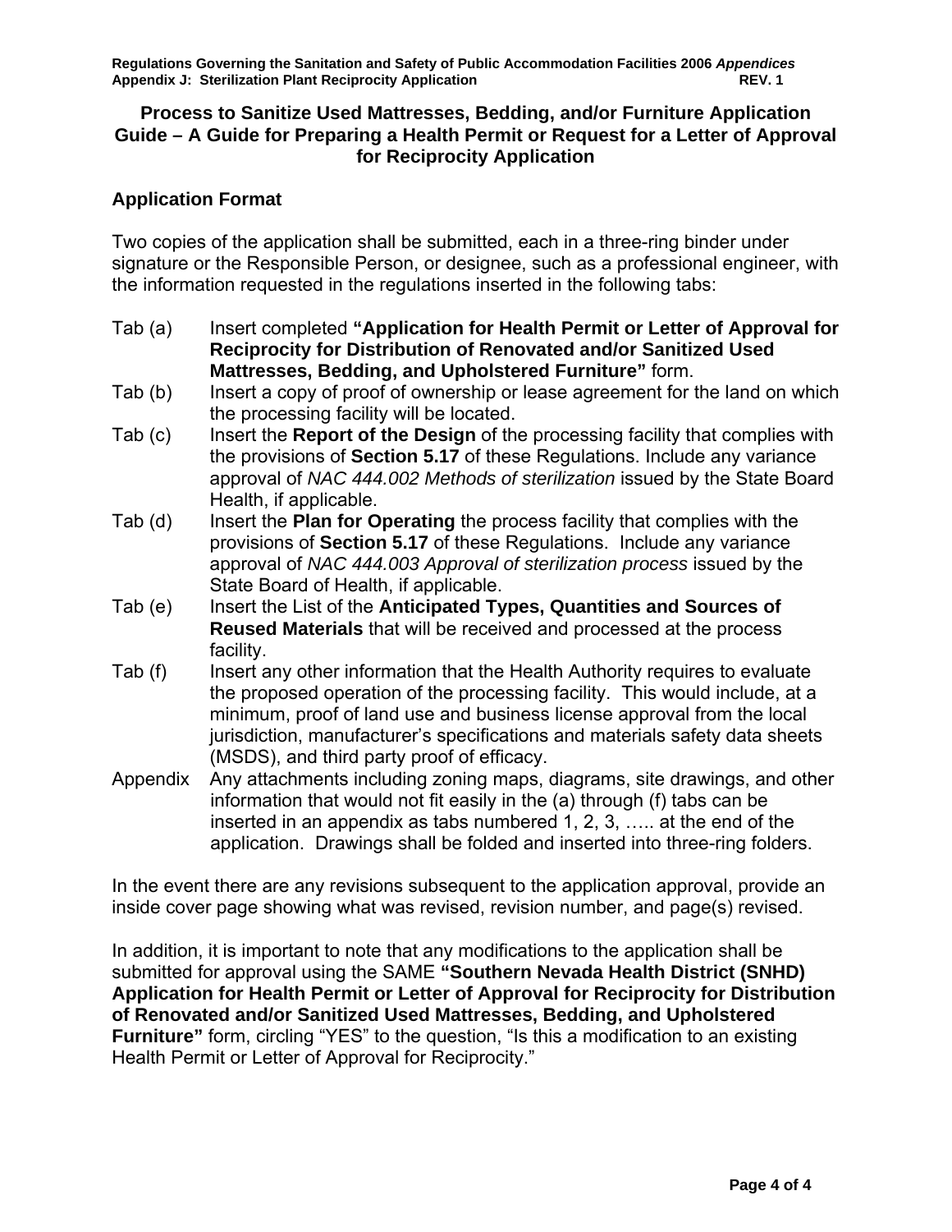## Process to Sanitize Used Mattresses, Bedding, and/or Furniture Application Guide – A Guide for Preparing a Health Permit or Request for a Letter of Approval for Reciprocity Application

### Application Format

Two copies of the application shall be submitted, each in a three-ring binder under signature or the Responsible Person, or designee, such as a professional engineer, with the information requested in the regulations inserted in the following tabs:

Tab (a) Insert completed **"Application for Health Permit or Letter of Approval for Reciprocity for Distribution of Renovated and/or Sanitized Used Mattresses, Bedding, and Upholstered Furniture"** form.

Tab (b) Insert a copy of proof of ownership or lease agreement for the land on which the processing facility will be located.

Tab (c) Insert the **Report of the Design** of the processing facility that complies with the provisions of **Section 5.17** of these Regulations. Include any variance approval of *NAC 444.002 Methods of sterilization* issued by the State Board Health, if applicable.

Tab (d) Insert the **Plan for Operating** the process facility that complies with the provisions of **Section 5.17** of these Regulations. Include any variance approval of *NAC 444.003 Approval of sterilization process* issued by the State Board of Health, if applicable.

Tab (e) Insert the List of the **Anticipated Types, Quantities and Sources of Reused Materials** that will be received and processed at the process facility.

Tab (f) Insert any other information that the Health Authority requires to evaluate the proposed operation of the processing facility. This would include, at a minimum, proof of land use and business license approval from the local jurisdiction, manufacturer's specifications and materials safety data sheets (MSDS), and third party proof of efficacy.

Appendix Any attachments including zoning maps, diagrams, site drawings, and other information that would not fit easily in the (a) through (f) tabs can be inserted in an appendix as tabs numbered 1, 2, 3, ….. at the end of the application. Drawings shall be folded and inserted into three-ring folders.

In the event there are any revisions subsequent to the application approval, provide an inside cover page showing what was revised, revision number, and page(s) revised.

In addition, it is important to note that any modifications to the application shall be submitted for approval using the SAME **"Southern Nevada Health District (SNHD) Application for Health Permit or Letter of Approval for Reciprocity for Distribution of Renovated and/or Sanitized Used Mattresses, Bedding, and Upholstered Furniture"** form, circling "YES" to the question, "Is this a modification to an existing Health Permit or Letter of Approval for Reciprocity."